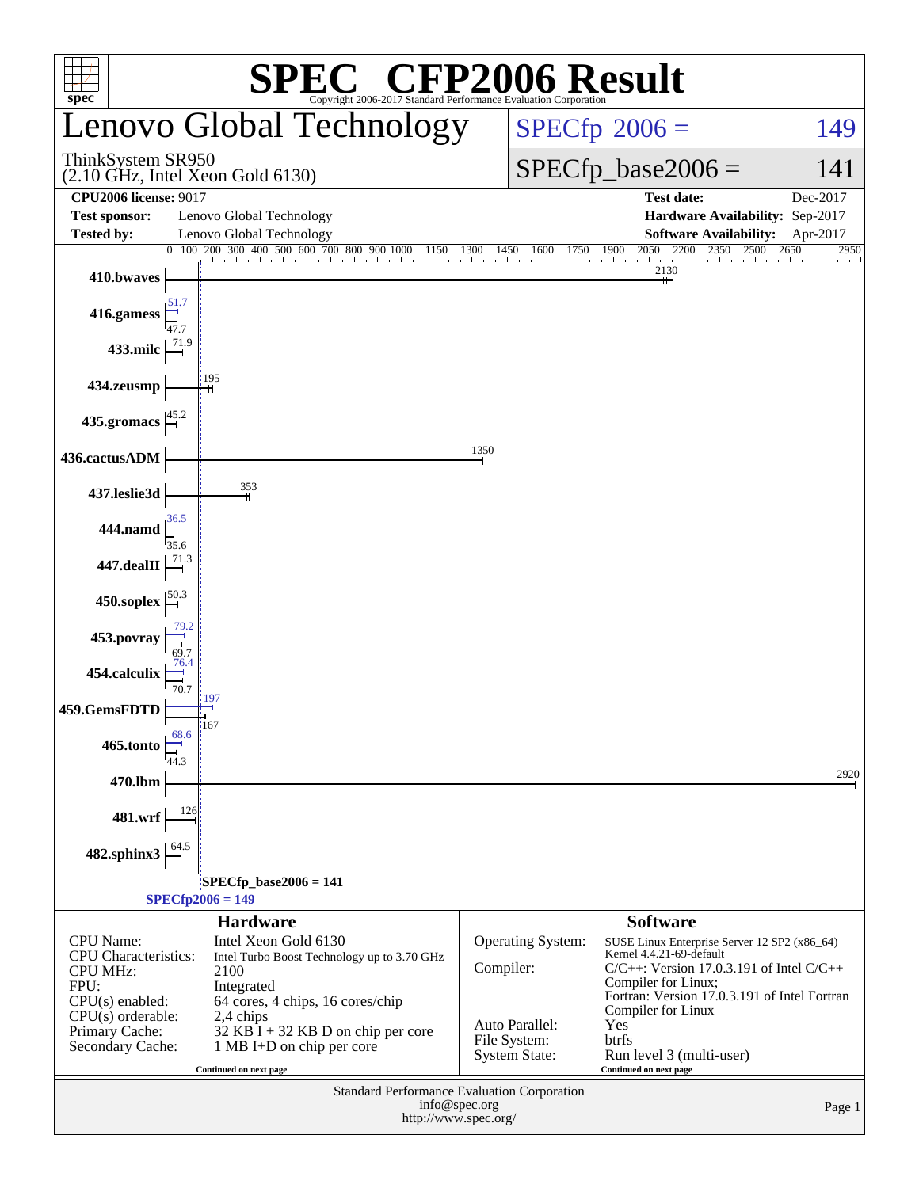# SPEC CFP2006 Result

Copyright 2006-2017 Standard Performance Evaluation Corporation

## Lenovo Global Technology

ThinkSystem SR950
(2.10 GHz, Intel Xeon Gold 6130)

SPECfp 2006 = 149

SPECfp_base2006 = 141

| | | | |
|---|---|---|---|
| **CPU2006 license:** 9017 | | **Test date:** | Dec-2017 |
| **Test sponsor:** | Lenovo Global Technology | **Hardware Availability:** | Sep-2017 |
| **Tested by:** | Lenovo Global Technology | **Software Availability:** | Apr-2017 |

| Benchmark | Peak | Base |
|---|---|---|
| 410.bwaves | | 2130 |
| 416.gamess | 51.7 | 47.7 |
| 433.milc | | 71.9 |
| 434.zeusmp | | 195 |
| 435.gromacs | | 45.2 |
| 436.cactusADM | | 1350 |
| 437.leslie3d | | 353 |
| 444.namd | 36.5 | 35.6 |
| 447.dealII | | 71.3 |
| 450.soplex | | 50.3 |
| 453.povray | 79.2 | 69.7 |
| 454.calculix | 76.4 | 70.7 |
| 459.GemsFDTD | 197 | 167 |
| 465.tonto | 68.6 | 44.3 |
| 470.lbm | | 2920 |
| 481.wrf | | 126 |
| 482.sphinx3 | | 64.5 |

SPECfp_base2006 = 141

SPECfp2006 = 149

### Hardware

| | |
|---|---|
| CPU Name: | Intel Xeon Gold 6130 |
| CPU Characteristics: | Intel Turbo Boost Technology up to 3.70 GHz |
| CPU MHz: | 2100 |
| FPU: | Integrated |
| CPU(s) enabled: | 64 cores, 4 chips, 16 cores/chip |
| CPU(s) orderable: | 2,4 chips |
| Primary Cache: | 32 KB I + 32 KB D on chip per core |
| Secondary Cache: | 1 MB I+D on chip per core |

Continued on next page

### Software

| | |
|---|---|
| Operating System: | SUSE Linux Enterprise Server 12 SP2 (x86_64) Kernel 4.4.21-69-default |
| Compiler: | C/C++: Version 17.0.3.191 of Intel C/C++ Compiler for Linux; Fortran: Version 17.0.3.191 of Intel Fortran Compiler for Linux |
| Auto Parallel: | Yes |
| File System: | btrfs |
| System State: | Run level 3 (multi-user) |

Continued on next page

Standard Performance Evaluation Corporation
info@spec.org
http://www.spec.org/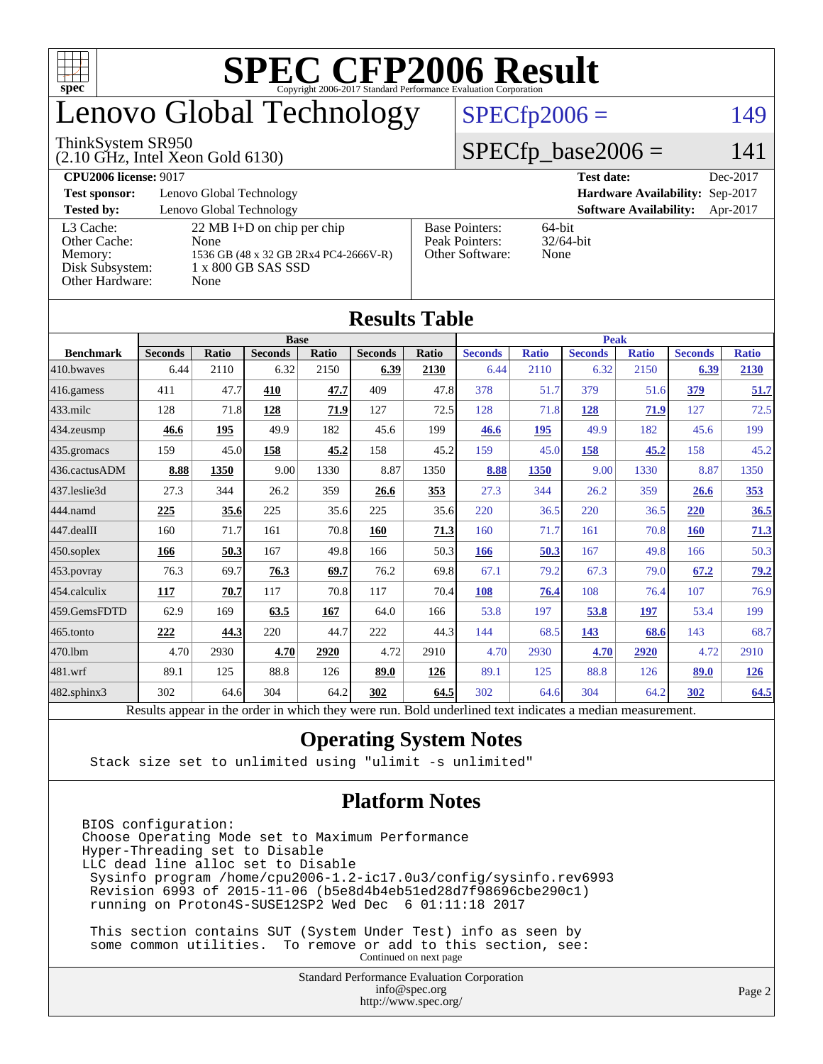# SPEC CFP2006 Result

Copyright 2006-2017 Standard Performance Evaluation Corporation

# Lenovo Global Technology

ThinkSystem SR950
(2.10 GHz, Intel Xeon Gold 6130)

SPECfp2006 = 149

SPECfp_base2006 = 141

**CPU2006 license:** 9017 | **Test date:** Dec-2017
**Test sponsor:** Lenovo Global Technology | **Hardware Availability:** Sep-2017
**Tested by:** Lenovo Global Technology | **Software Availability:** Apr-2017

| | |
|---|---|
| L3 Cache: | 22 MB I+D on chip per chip |
| Other Cache: | None |
| Memory: | 1536 GB (48 x 32 GB 2Rx4 PC4-2666V-R) |
| Disk Subsystem: | 1 x 800 GB SAS SSD |
| Other Hardware: | None |

| | |
|---|---|
| Base Pointers: | 64-bit |
| Peak Pointers: | 32/64-bit |
| Other Software: | None |

## Results Table

| Benchmark | Base | | | | | | Peak | | | | | |
|---|---|---|---|---|---|---|---|---|---|---|---|---|
| | Seconds | Ratio | Seconds | Ratio | Seconds | Ratio | Seconds | Ratio | Seconds | Ratio | Seconds | Ratio |
| 410.bwaves | 6.44 | 2110 | 6.32 | 2150 | **6.39** | **2130** | 6.44 | 2110 | 6.32 | 2150 | **6.39** | **2130** |
| 416.gamess | 411 | 47.7 | **410** | **47.7** | 409 | 47.8 | 378 | 51.7 | 379 | 51.6 | **379** | **51.7** |
| 433.milc | 128 | 71.8 | **128** | **71.9** | 127 | 72.5 | 128 | 71.8 | **128** | **71.9** | 127 | 72.5 |
| 434.zeusmp | **46.6** | **195** | 49.9 | 182 | 45.6 | 199 | **46.6** | **195** | 49.9 | 182 | 45.6 | 199 |
| 435.gromacs | 159 | 45.0 | **158** | **45.2** | 158 | 45.2 | 159 | 45.0 | **158** | **45.2** | 158 | 45.2 |
| 436.cactusADM | **8.88** | **1350** | 9.00 | 1330 | 8.87 | 1350 | **8.88** | **1350** | 9.00 | 1330 | 8.87 | 1350 |
| 437.leslie3d | 27.3 | 344 | 26.2 | 359 | **26.6** | **353** | 27.3 | 344 | 26.2 | 359 | **26.6** | **353** |
| 444.namd | **225** | **35.6** | 225 | 35.6 | 225 | 35.6 | 220 | 36.5 | 220 | 36.5 | **220** | **36.5** |
| 447.dealII | 160 | 71.7 | 161 | 70.8 | **160** | **71.3** | 160 | 71.7 | 161 | 70.8 | **160** | **71.3** |
| 450.soplex | **166** | **50.3** | 167 | 49.8 | 166 | 50.3 | **166** | **50.3** | 167 | 49.8 | 166 | 50.3 |
| 453.povray | 76.3 | 69.7 | **76.3** | **69.7** | 76.2 | 69.8 | 67.1 | 79.2 | 67.3 | 79.0 | **67.2** | **79.2** |
| 454.calculix | **117** | **70.7** | 117 | 70.8 | 117 | 70.4 | **108** | **76.4** | 108 | 76.4 | 107 | 76.9 |
| 459.GemsFDTD | 62.9 | 169 | **63.5** | **167** | 64.0 | 166 | 53.8 | 197 | **53.8** | **197** | 53.4 | 199 |
| 465.tonto | **222** | **44.3** | 220 | 44.7 | 222 | 44.3 | 144 | 68.5 | **143** | **68.6** | 143 | 68.7 |
| 470.lbm | 4.70 | 2930 | **4.70** | **2920** | 4.72 | 2910 | 4.70 | 2930 | **4.70** | **2920** | 4.72 | 2910 |
| 481.wrf | 89.1 | 125 | 88.8 | 126 | **89.0** | **126** | 89.1 | 125 | 88.8 | 126 | **89.0** | **126** |
| 482.sphinx3 | 302 | 64.6 | 304 | 64.2 | **302** | **64.5** | 302 | 64.6 | 304 | 64.2 | **302** | **64.5** |

Results appear in the order in which they were run. Bold underlined text indicates a median measurement.

## Operating System Notes

```
Stack size set to unlimited using "ulimit -s unlimited"
```

## Platform Notes

```
BIOS configuration:
Choose Operating Mode set to Maximum Performance
Hyper-Threading set to Disable
LLC dead line alloc set to Disable
 Sysinfo program /home/cpu2006-1.2-ic17.0u3/config/sysinfo.rev6993
 Revision 6993 of 2015-11-06 (b5e8d4b4eb51ed28d7f98696cbe290c1)
 running on Proton4S-SUSE12SP2 Wed Dec  6 01:11:18 2017

 This section contains SUT (System Under Test) info as seen by
 some common utilities.  To remove or add to this section, see:
```

Continued on next page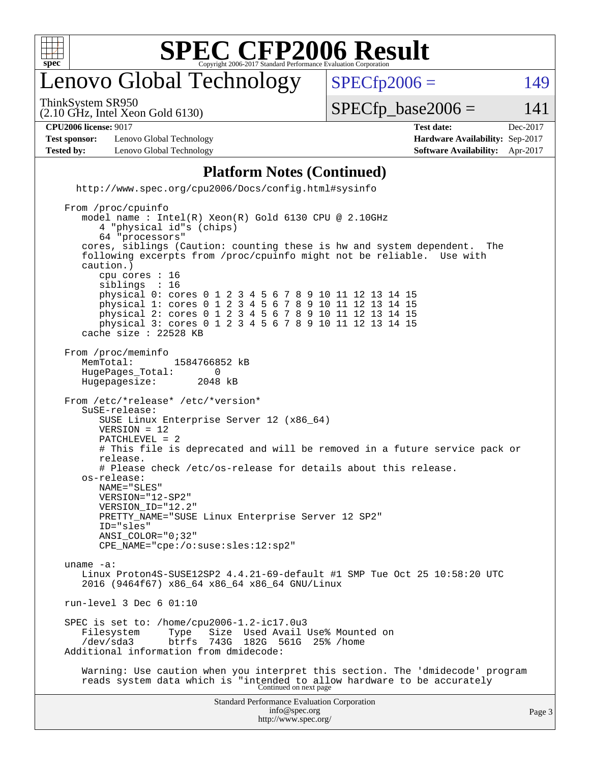# SPEC CFP2006 Result

Copyright 2006-2017 Standard Performance Evaluation Corporation

## Lenovo Global Technology

ThinkSystem SR950
(2.10 GHz, Intel Xeon Gold 6130)

SPECfp2006 = 149

SPECfp_base2006 = 141

**CPU2006 license:** 9017 | **Test date:** Dec-2017
**Test sponsor:** Lenovo Global Technology | **Hardware Availability:** Sep-2017
**Tested by:** Lenovo Global Technology | **Software Availability:** Apr-2017

### Platform Notes (Continued)

```
  http://www.spec.org/cpu2006/Docs/config.html#sysinfo

From /proc/cpuinfo
   model name : Intel(R) Xeon(R) Gold 6130 CPU @ 2.10GHz
      4 "physical id"s (chips)
      64 "processors"
   cores, siblings (Caution: counting these is hw and system dependent.  The
   following excerpts from /proc/cpuinfo might not be reliable.  Use with
   caution.)
      cpu cores : 16
      siblings  : 16
      physical 0: cores 0 1 2 3 4 5 6 7 8 9 10 11 12 13 14 15
      physical 1: cores 0 1 2 3 4 5 6 7 8 9 10 11 12 13 14 15
      physical 2: cores 0 1 2 3 4 5 6 7 8 9 10 11 12 13 14 15
      physical 3: cores 0 1 2 3 4 5 6 7 8 9 10 11 12 13 14 15
   cache size : 22528 KB

From /proc/meminfo
   MemTotal:       1584766852 kB
   HugePages_Total:       0
   Hugepagesize:       2048 kB

From /etc/*release* /etc/*version*
   SuSE-release:
      SUSE Linux Enterprise Server 12 (x86_64)
      VERSION = 12
      PATCHLEVEL = 2
      # This file is deprecated and will be removed in a future service pack or
      release.
      # Please check /etc/os-release for details about this release.
   os-release:
      NAME="SLES"
      VERSION="12-SP2"
      VERSION_ID="12.2"
      PRETTY_NAME="SUSE Linux Enterprise Server 12 SP2"
      ID="sles"
      ANSI_COLOR="0;32"
      CPE_NAME="cpe:/o:suse:sles:12:sp2"

uname -a:
   Linux Proton4S-SUSE12SP2 4.4.21-69-default #1 SMP Tue Oct 25 10:58:20 UTC
   2016 (9464f67) x86_64 x86_64 x86_64 GNU/Linux

run-level 3 Dec 6 01:10

SPEC is set to: /home/cpu2006-1.2-ic17.0u3
   Filesystem     Type   Size  Used Avail Use% Mounted on
   /dev/sda3      btrfs  743G  182G  561G  25% /home
Additional information from dmidecode:

   Warning: Use caution when you interpret this section. The 'dmidecode' program
   reads system data which is "intended to allow hardware to be accurately
```

Continued on next page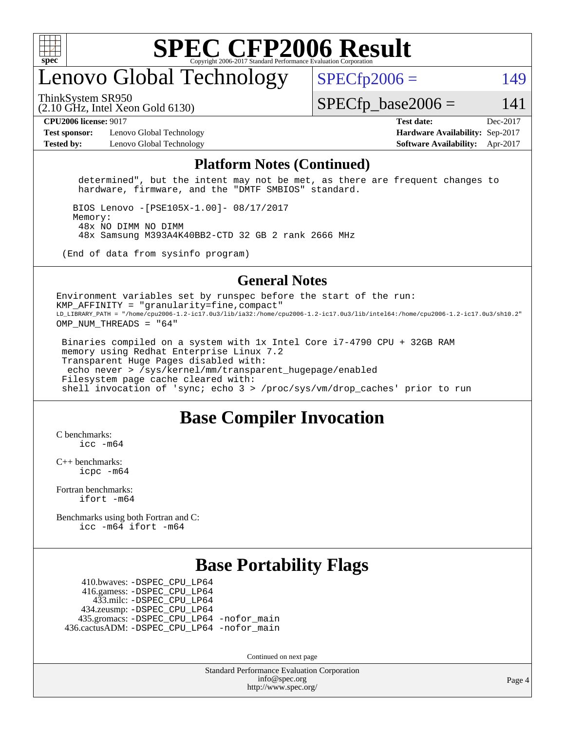# SPEC CFP2006 Result

Copyright 2006-2017 Standard Performance Evaluation Corporation

## Lenovo Global Technology

ThinkSystem SR950
(2.10 GHz, Intel Xeon Gold 6130)

SPECfp2006 = 149

SPECfp_base2006 = 141

**CPU2006 license:** 9017
**Test sponsor:** Lenovo Global Technology
**Tested by:** Lenovo Global Technology

**Test date:** Dec-2017
**Hardware Availability:** Sep-2017
**Software Availability:** Apr-2017

## Platform Notes (Continued)

```
    determined", but the intent may not be met, as there are frequent changes to
    hardware, firmware, and the "DMTF SMBIOS" standard.

   BIOS Lenovo -[PSE105X-1.00]- 08/17/2017
   Memory:
    48x NO DIMM NO DIMM
    48x Samsung M393A4K40BB2-CTD 32 GB 2 rank 2666 MHz

 (End of data from sysinfo program)
```

## General Notes

```
Environment variables set by runspec before the start of the run:
KMP_AFFINITY = "granularity=fine,compact"
LD_LIBRARY_PATH = "/home/cpu2006-1.2-ic17.0u3/lib/ia32:/home/cpu2006-1.2-ic17.0u3/lib/intel64:/home/cpu2006-1.2-ic17.0u3/sh10.2"
OMP_NUM_THREADS = "64"

 Binaries compiled on a system with 1x Intel Core i7-4790 CPU + 32GB RAM
 memory using Redhat Enterprise Linux 7.2
 Transparent Huge Pages disabled with:
  echo never > /sys/kernel/mm/transparent_hugepage/enabled
 Filesystem page cache cleared with:
 shell invocation of 'sync; echo 3 > /proc/sys/vm/drop_caches' prior to run
```

## Base Compiler Invocation

C benchmarks:
    icc -m64

C++ benchmarks:
    icpc -m64

Fortran benchmarks:
    ifort -m64

Benchmarks using both Fortran and C:
    icc -m64 ifort -m64

## Base Portability Flags

410.bwaves: -DSPEC_CPU_LP64
416.gamess: -DSPEC_CPU_LP64
433.milc: -DSPEC_CPU_LP64
434.zeusmp: -DSPEC_CPU_LP64
435.gromacs: -DSPEC_CPU_LP64 -nofor_main
436.cactusADM: -DSPEC_CPU_LP64 -nofor_main

Continued on next page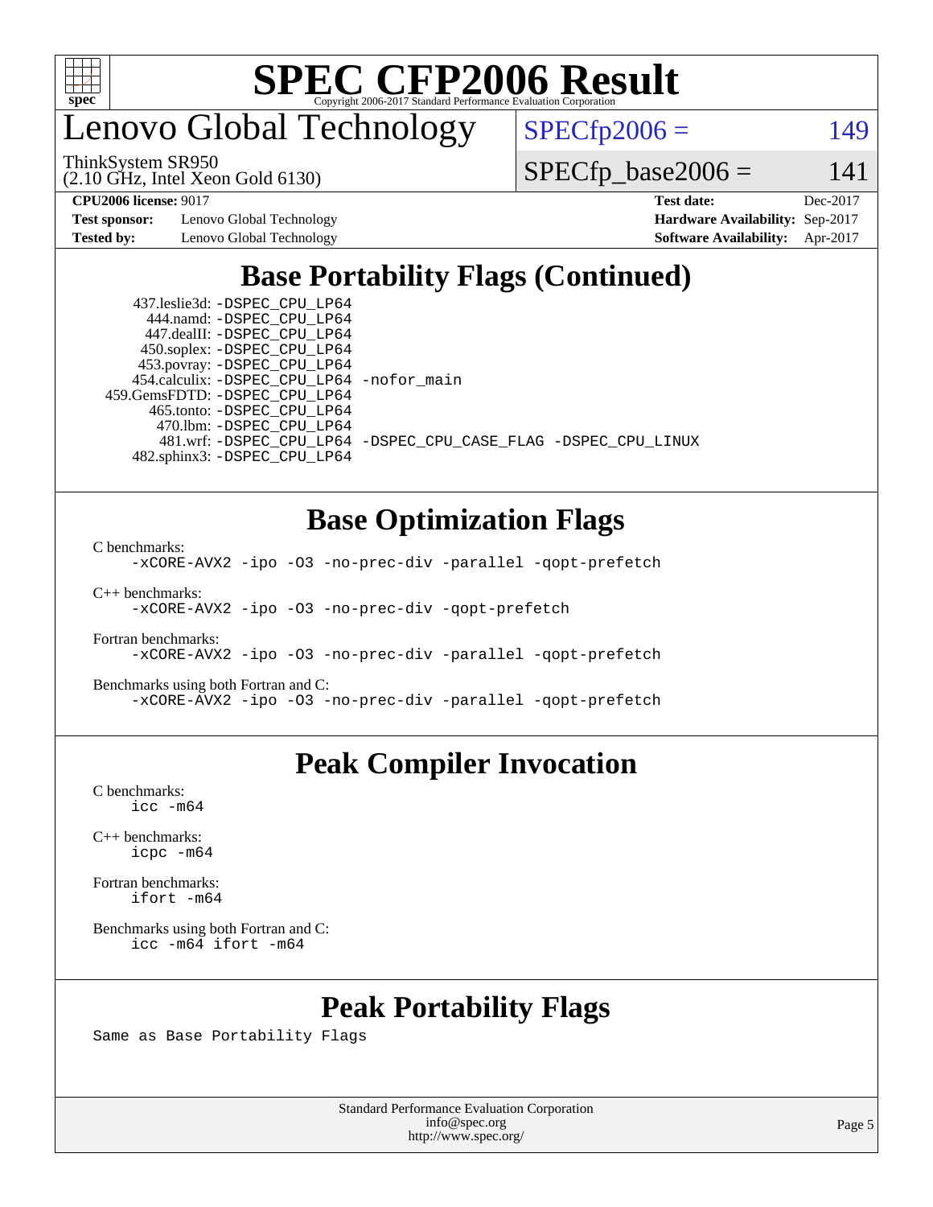# Lenovo Global Technology

ThinkSystem SR950
(2.10 GHz, Intel Xeon Gold 6130)

SPECfp2006 = 149

SPECfp_base2006 = 141

**CPU2006 license:** 9017
**Test sponsor:** Lenovo Global Technology
**Tested by:** Lenovo Global Technology
**Test date:** Dec-2017
**Hardware Availability:** Sep-2017
**Software Availability:** Apr-2017

## Base Portability Flags (Continued)

```
  437.leslie3d: -DSPEC_CPU_LP64
     444.namd: -DSPEC_CPU_LP64
    447.dealII: -DSPEC_CPU_LP64
    450.soplex: -DSPEC_CPU_LP64
    453.povray: -DSPEC_CPU_LP64
  454.calculix: -DSPEC_CPU_LP64 -nofor_main
459.GemsFDTD: -DSPEC_CPU_LP64
     465.tonto: -DSPEC_CPU_LP64
      470.lbm: -DSPEC_CPU_LP64
      481.wrf: -DSPEC_CPU_LP64 -DSPEC_CPU_CASE_FLAG -DSPEC_CPU_LINUX
  482.sphinx3: -DSPEC_CPU_LP64
```

## Base Optimization Flags

C benchmarks:
```
-xCORE-AVX2 -ipo -O3 -no-prec-div -parallel -qopt-prefetch
```

C++ benchmarks:
```
-xCORE-AVX2 -ipo -O3 -no-prec-div -qopt-prefetch
```

Fortran benchmarks:
```
-xCORE-AVX2 -ipo -O3 -no-prec-div -parallel -qopt-prefetch
```

Benchmarks using both Fortran and C:
```
-xCORE-AVX2 -ipo -O3 -no-prec-div -parallel -qopt-prefetch
```

## Peak Compiler Invocation

C benchmarks:
```
icc -m64
```

C++ benchmarks:
```
icpc -m64
```

Fortran benchmarks:
```
ifort -m64
```

Benchmarks using both Fortran and C:
```
icc -m64 ifort -m64
```

## Peak Portability Flags

Same as Base Portability Flags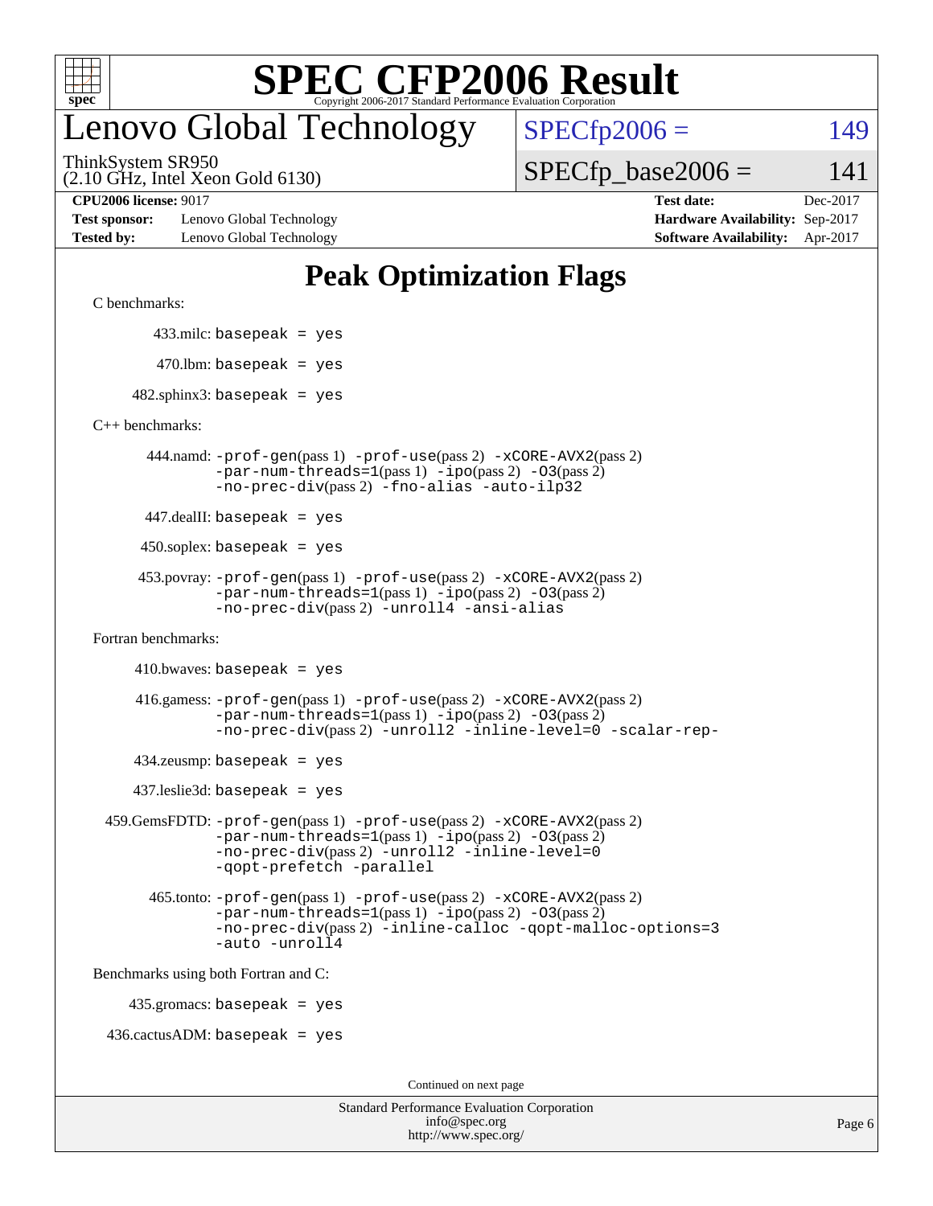# SPEC CFP2006 Result

Copyright 2006-2017 Standard Performance Evaluation Corporation

## Lenovo Global Technology

ThinkSystem SR950
(2.10 GHz, Intel Xeon Gold 6130)

SPECfp2006 = 149

SPECfp_base2006 = 141

**CPU2006 license:** 9017
**Test sponsor:** Lenovo Global Technology
**Tested by:** Lenovo Global Technology

**Test date:** Dec-2017
**Hardware Availability:** Sep-2017
**Software Availability:** Apr-2017

## Peak Optimization Flags

C benchmarks:

433.milc: `basepeak = yes`

470.lbm: `basepeak = yes`

482.sphinx3: `basepeak = yes`

C++ benchmarks:

444.namd: `-prof-gen`(pass 1) `-prof-use`(pass 2) `-xCORE-AVX2`(pass 2) `-par-num-threads=1`(pass 1) `-ipo`(pass 2) `-O3`(pass 2) `-no-prec-div`(pass 2) `-fno-alias` `-auto-ilp32`

447.dealII: `basepeak = yes`

450.soplex: `basepeak = yes`

453.povray: `-prof-gen`(pass 1) `-prof-use`(pass 2) `-xCORE-AVX2`(pass 2) `-par-num-threads=1`(pass 1) `-ipo`(pass 2) `-O3`(pass 2) `-no-prec-div`(pass 2) `-unroll4` `-ansi-alias`

Fortran benchmarks:

410.bwaves: `basepeak = yes`

416.gamess: `-prof-gen`(pass 1) `-prof-use`(pass 2) `-xCORE-AVX2`(pass 2) `-par-num-threads=1`(pass 1) `-ipo`(pass 2) `-O3`(pass 2) `-no-prec-div`(pass 2) `-unroll2` `-inline-level=0` `-scalar-rep-`

434.zeusmp: `basepeak = yes`

437.leslie3d: `basepeak = yes`

459.GemsFDTD: `-prof-gen`(pass 1) `-prof-use`(pass 2) `-xCORE-AVX2`(pass 2) `-par-num-threads=1`(pass 1) `-ipo`(pass 2) `-O3`(pass 2) `-no-prec-div`(pass 2) `-unroll2` `-inline-level=0` `-qopt-prefetch` `-parallel`

465.tonto: `-prof-gen`(pass 1) `-prof-use`(pass 2) `-xCORE-AVX2`(pass 2) `-par-num-threads=1`(pass 1) `-ipo`(pass 2) `-O3`(pass 2) `-no-prec-div`(pass 2) `-inline-calloc` `-qopt-malloc-options=3` `-auto` `-unroll4`

Benchmarks using both Fortran and C:

435.gromacs: `basepeak = yes`

436.cactusADM: `basepeak = yes`

Continued on next page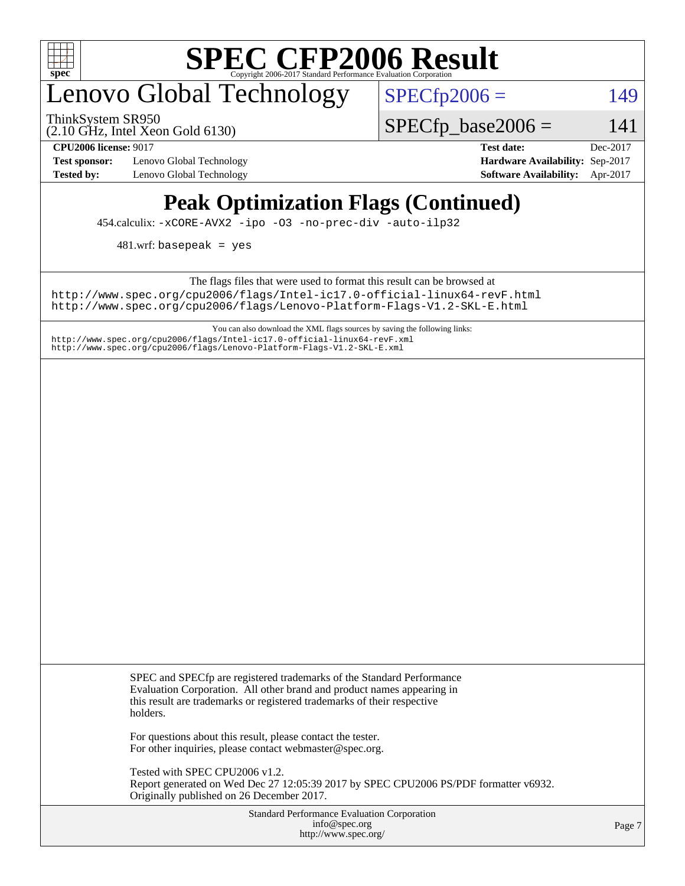# SPEC CFP2006 Result

Copyright 2006-2017 Standard Performance Evaluation Corporation

# Lenovo Global Technology

ThinkSystem SR950
(2.10 GHz, Intel Xeon Gold 6130)

SPECfp2006 = 149

SPECfp_base2006 = 141

| | | | |
|---|---|---|---|
| **CPU2006 license:** 9017 | | **Test date:** | Dec-2017 |
| **Test sponsor:** | Lenovo Global Technology | **Hardware Availability:** | Sep-2017 |
| **Tested by:** | Lenovo Global Technology | **Software Availability:** | Apr-2017 |

## Peak Optimization Flags (Continued)

454.calculix: `-xCORE-AVX2 -ipo -O3 -no-prec-div -auto-ilp32`

481.wrf: `basepeak = yes`

The flags files that were used to format this result can be browsed at
http://www.spec.org/cpu2006/flags/Intel-ic17.0-official-linux64-revF.html
http://www.spec.org/cpu2006/flags/Lenovo-Platform-Flags-V1.2-SKL-E.html

You can also download the XML flags sources by saving the following links:
http://www.spec.org/cpu2006/flags/Intel-ic17.0-official-linux64-revF.xml
http://www.spec.org/cpu2006/flags/Lenovo-Platform-Flags-V1.2-SKL-E.xml

SPEC and SPECfp are registered trademarks of the Standard Performance Evaluation Corporation. All other brand and product names appearing in this result are trademarks or registered trademarks of their respective holders.

For questions about this result, please contact the tester.
For other inquiries, please contact webmaster@spec.org.

Tested with SPEC CPU2006 v1.2.
Report generated on Wed Dec 27 12:05:39 2017 by SPEC CPU2006 PS/PDF formatter v6932.
Originally published on 26 December 2017.

Standard Performance Evaluation Corporation
info@spec.org
http://www.spec.org/